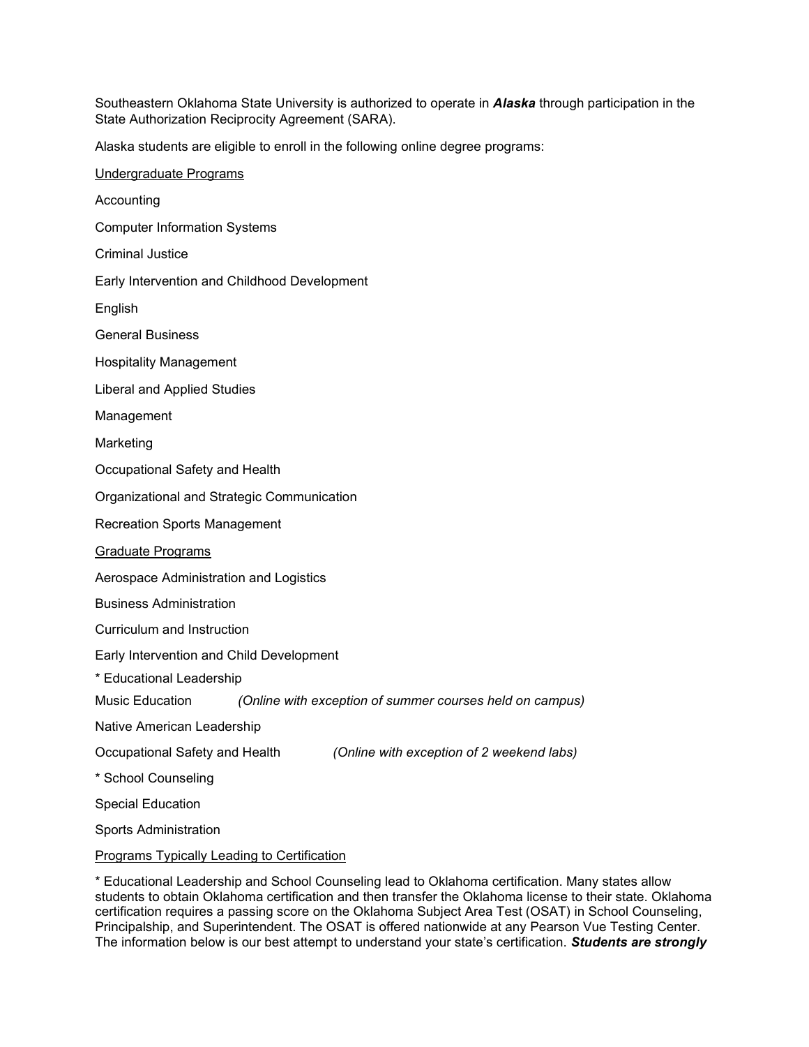Southeastern Oklahoma State University is authorized to operate in ***Alaska*** through participation in the State Authorization Reciprocity Agreement (SARA).

Alaska students are eligible to enroll in the following online degree programs:

<u>Undergraduate Programs</u>

Accounting

Computer Information Systems

Criminal Justice

Early Intervention and Childhood Development

English

General Business

Hospitality Management

Liberal and Applied Studies

Management

Marketing

Occupational Safety and Health

Organizational and Strategic Communication

Recreation Sports Management

<u>Graduate Programs</u>

Aerospace Administration and Logistics

Business Administration

Curriculum and Instruction

Early Intervention and Child Development

* Educational Leadership

Music Education *(Online with exception of summer courses held on campus)*

Native American Leadership

Occupational Safety and Health *(Online with exception of 2 weekend labs)*

* School Counseling

Special Education

Sports Administration

<u>Programs Typically Leading to Certification</u>

* Educational Leadership and School Counseling lead to Oklahoma certification. Many states allow students to obtain Oklahoma certification and then transfer the Oklahoma license to their state. Oklahoma certification requires a passing score on the Oklahoma Subject Area Test (OSAT) in School Counseling, Principalship, and Superintendent. The OSAT is offered nationwide at any Pearson Vue Testing Center. The information below is our best attempt to understand your state's certification. ***Students are strongly***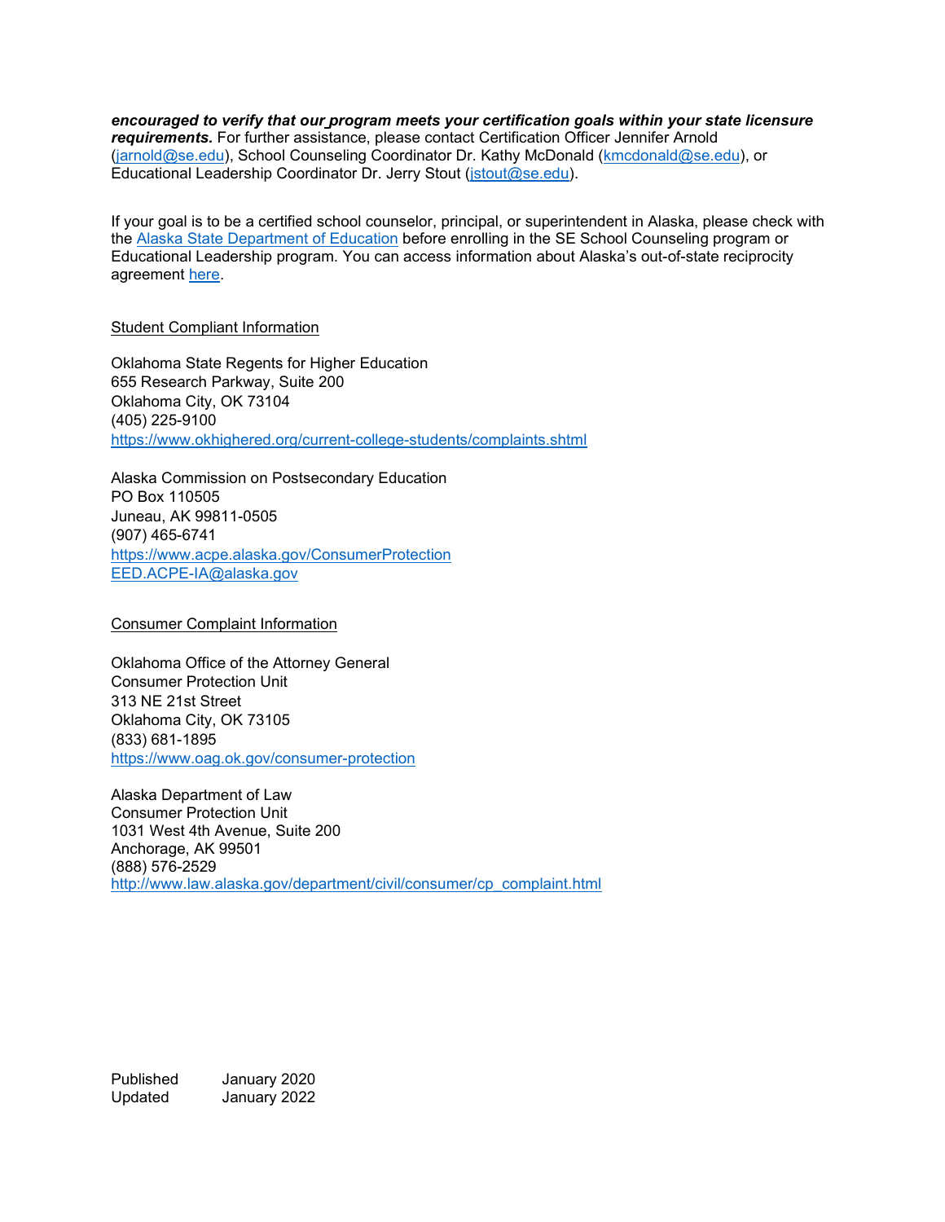***encouraged to verify that our program meets your certification goals within your state licensure requirements.*** For further assistance, please contact Certification Officer Jennifer Arnold (jarnold@se.edu), School Counseling Coordinator Dr. Kathy McDonald (kmcdonald@se.edu), or Educational Leadership Coordinator Dr. Jerry Stout (jstout@se.edu).

If your goal is to be a certified school counselor, principal, or superintendent in Alaska, please check with the Alaska State Department of Education before enrolling in the SE School Counseling program or Educational Leadership program. You can access information about Alaska's out-of-state reciprocity agreement here.

Student Compliant Information

Oklahoma State Regents for Higher Education
655 Research Parkway, Suite 200
Oklahoma City, OK 73104
(405) 225-9100
https://www.okhighered.org/current-college-students/complaints.shtml

Alaska Commission on Postsecondary Education
PO Box 110505
Juneau, AK 99811-0505
(907) 465-6741
https://www.acpe.alaska.gov/ConsumerProtection
EED.ACPE-IA@alaska.gov

Consumer Complaint Information

Oklahoma Office of the Attorney General
Consumer Protection Unit
313 NE 21st Street
Oklahoma City, OK 73105
(833) 681-1895
https://www.oag.ok.gov/consumer-protection

Alaska Department of Law
Consumer Protection Unit
1031 West 4th Avenue, Suite 200
Anchorage, AK 99501
(888) 576-2529
http://www.law.alaska.gov/department/civil/consumer/cp_complaint.html

| | |
|---|---|
| Published | January 2020 |
| Updated | January 2022 |